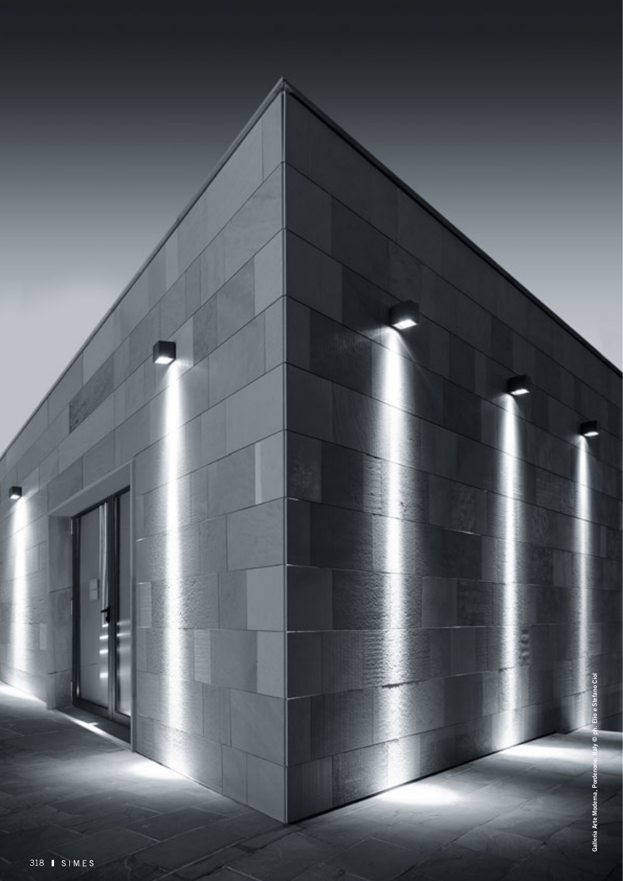Galleria Arte Moderna, Pordenone, Italy © ph. Elio e Stefano Ciol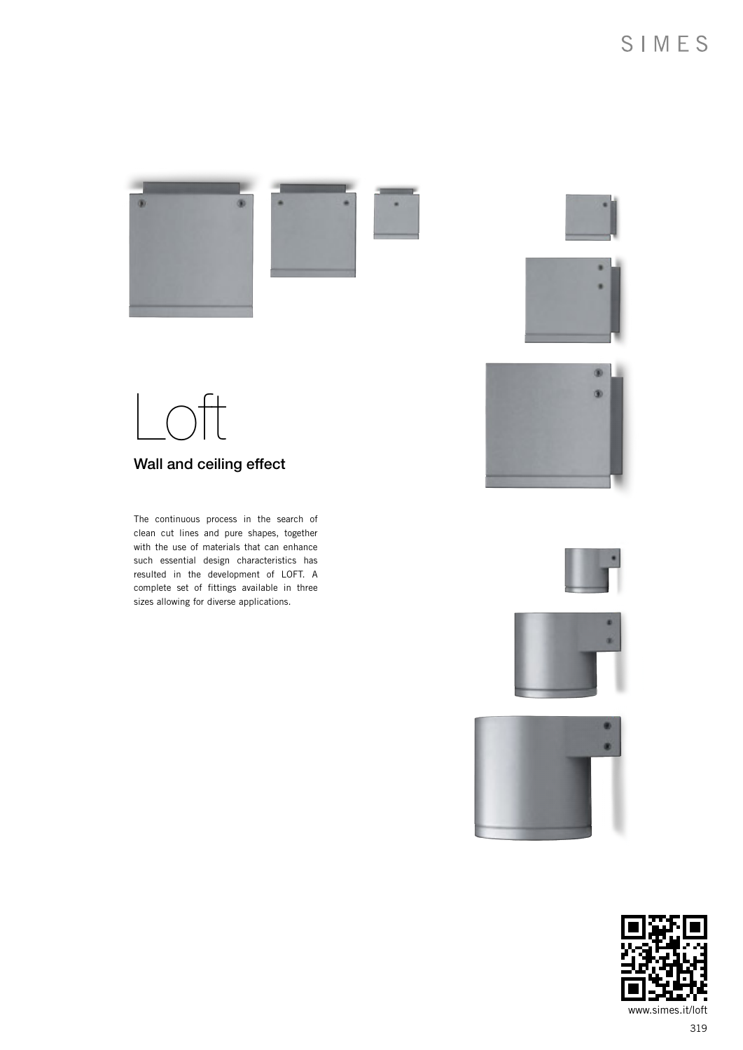# Loft

## Wall and ceiling effect

The continuous process in the search of clean cut lines and pure shapes, together with the use of materials that can enhance such essential design characteristics has resulted in the development of LOFT. A complete set of fittings available in three sizes allowing for diverse applications.

www.simes.it/loft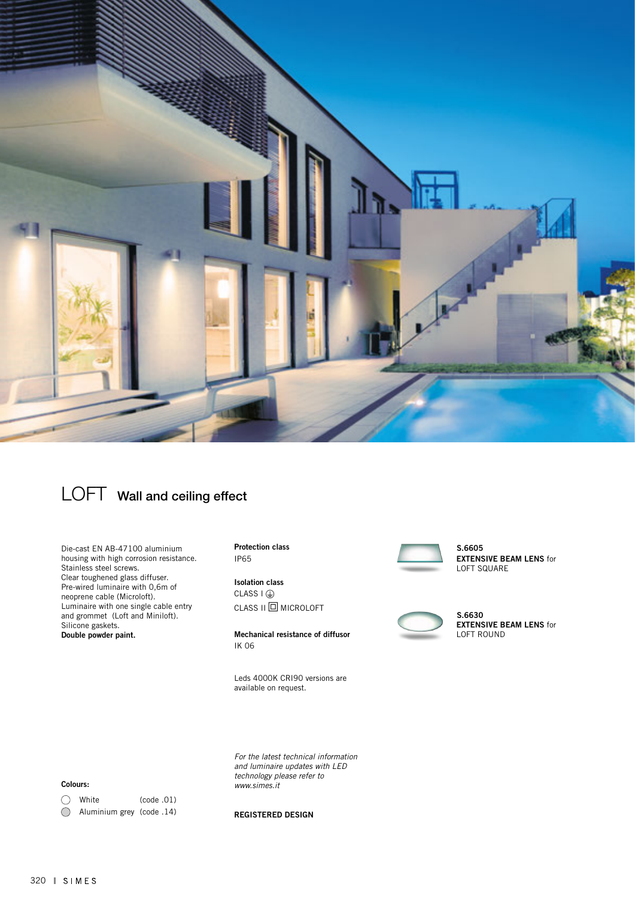# LOFT Wall and ceiling effect

Die-cast EN AB-47100 aluminium housing with high corrosion resistance.
Stainless steel screws.
Clear toughened glass diffuser.
Pre-wired luminaire with 0,6m of neoprene cable (Microloft).
Luminaire with one single cable entry and grommet (Loft and Miniloft).
Silicone gaskets.
**Double powder paint.**

**Protection class**
IP65

**Isolation class**
CLASS I ⏚
CLASS II ⧈ MICROLOFT

**Mechanical resistance of diffusor**
IK 06

Leds 4000K CRI90 versions are available on request.

**S.6605**
**EXTENSIVE BEAM LENS** for LOFT SQUARE

**S.6630**
**EXTENSIVE BEAM LENS** for LOFT ROUND

*For the latest technical information and luminaire updates with LED technology please refer to www.simes.it*

**REGISTERED DESIGN**

**Colours:**

- White (code .01)
- Aluminium grey (code .14)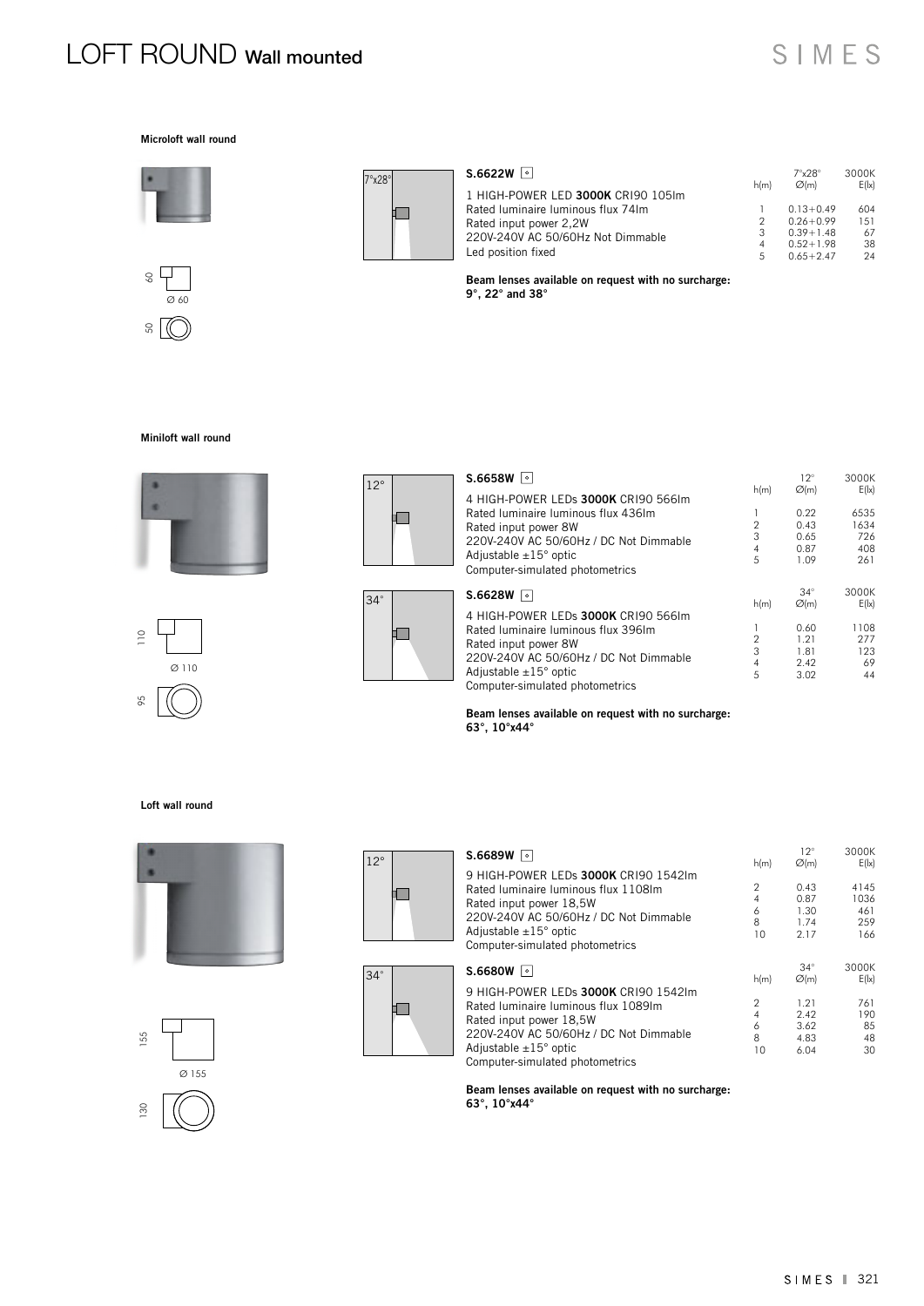# LOFT ROUND Wall mounted

### Microloft wall round

60 / Ø 60 / 50

7°x28°

**S.6622W**

1 HIGH-POWER LED **3000K** CRI90 105lm
Rated luminaire luminous flux 74lm
Rated input power 2,2W
220V-240V AC 50/60Hz Not Dimmable
Led position fixed

| h(m) | 7°x28° Ø(m) | 3000K E(lx) |
|---|---|---|
| 1 | 0.13÷0.49 | 604 |
| 2 | 0.26÷0.99 | 151 |
| 3 | 0.39÷1.48 | 67 |
| 4 | 0.52÷1.98 | 38 |
| 5 | 0.65÷2.47 | 24 |

**Beam lenses available on request with no surcharge: 9°, 22° and 38°**

### Miniloft wall round

110 / Ø 110 / 95

12°

**S.6658W**

4 HIGH-POWER LEDs **3000K** CRI90 566lm
Rated luminaire luminous flux 436lm
Rated input power 8W
220V-240V AC 50/60Hz / DC Not Dimmable
Adjustable ±15° optic
Computer-simulated photometrics

| h(m) | 12° Ø(m) | 3000K E(lx) |
|---|---|---|
| 1 | 0.22 | 6535 |
| 2 | 0.43 | 1634 |
| 3 | 0.65 | 726 |
| 4 | 0.87 | 408 |
| 5 | 1.09 | 261 |

34°

**S.6628W**

4 HIGH-POWER LEDs **3000K** CRI90 566lm
Rated luminaire luminous flux 396lm
Rated input power 8W
220V-240V AC 50/60Hz / DC Not Dimmable
Adjustable ±15° optic
Computer-simulated photometrics

| h(m) | 34° Ø(m) | 3000K E(lx) |
|---|---|---|
| 1 | 0.60 | 1108 |
| 2 | 1.21 | 277 |
| 3 | 1.81 | 123 |
| 4 | 2.42 | 69 |
| 5 | 3.02 | 44 |

**Beam lenses available on request with no surcharge: 63°, 10°x44°**

### Loft wall round

155 / Ø 155 / 130

12°

**S.6689W**

9 HIGH-POWER LEDs **3000K** CRI90 1542lm
Rated luminaire luminous flux 1108lm
Rated input power 18,5W
220V-240V AC 50/60Hz / DC Not Dimmable
Adjustable ±15° optic
Computer-simulated photometrics

| h(m) | 12° Ø(m) | 3000K E(lx) |
|---|---|---|
| 2 | 0.43 | 4145 |
| 4 | 0.87 | 1036 |
| 6 | 1.30 | 461 |
| 8 | 1.74 | 259 |
| 10 | 2.17 | 166 |

34°

**S.6680W**

9 HIGH-POWER LEDs **3000K** CRI90 1542lm
Rated luminaire luminous flux 1089lm
Rated input power 18,5W
220V-240V AC 50/60Hz / DC Not Dimmable
Adjustable ±15° optic
Computer-simulated photometrics

| h(m) | 34° Ø(m) | 3000K E(lx) |
|---|---|---|
| 2 | 1.21 | 761 |
| 4 | 2.42 | 190 |
| 6 | 3.62 | 85 |
| 8 | 4.83 | 48 |
| 10 | 6.04 | 30 |

**Beam lenses available on request with no surcharge: 63°, 10°x44°**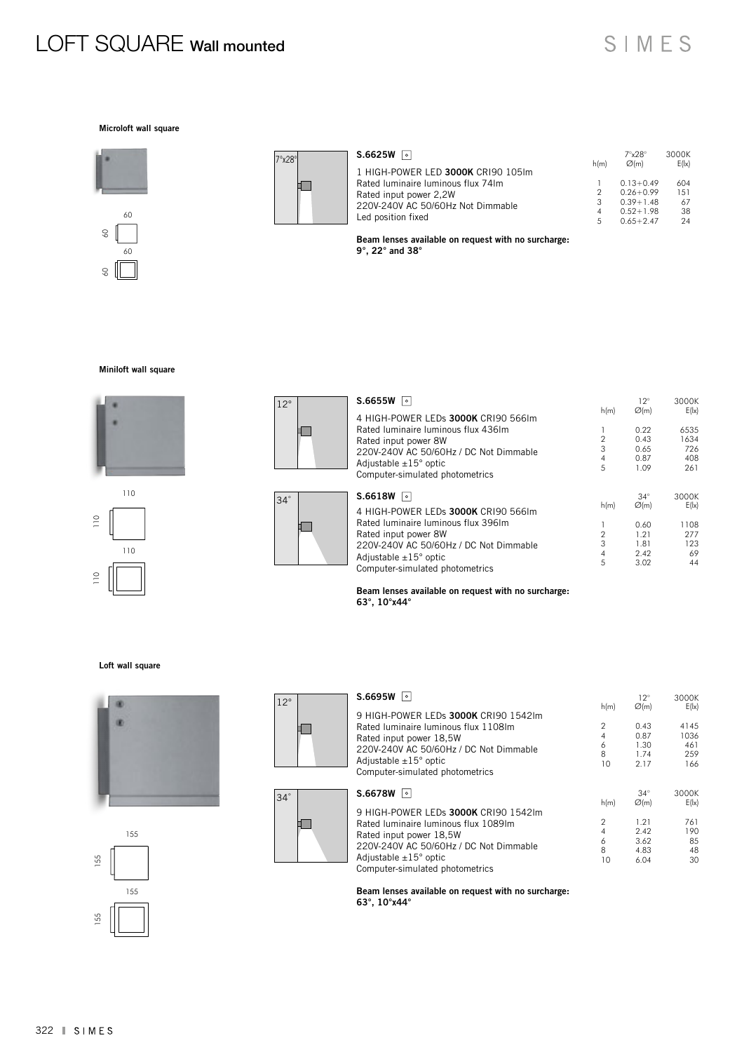# LOFT SQUARE Wall mounted

### Microloft wall square

60 × 60

60 × 60

**S.6625W**

1 HIGH-POWER LED **3000K** CRI90 105lm
Rated luminaire luminous flux 74lm
Rated input power 2,2W
220V-240V AC 50/60Hz Not Dimmable
Led position fixed

| h(m) | 7°x28° Ø(m) | 3000K E(lx) |
|---|---|---|
| 1 | 0.13÷0.49 | 604 |
| 2 | 0.26÷0.99 | 151 |
| 3 | 0.39÷1.48 | 67 |
| 4 | 0.52÷1.98 | 38 |
| 5 | 0.65÷2.47 | 24 |

**Beam lenses available on request with no surcharge: 9°, 22° and 38°**

### Miniloft wall square

110 × 110

110 × 110

**S.6655W**

4 HIGH-POWER LEDs **3000K** CRI90 566lm
Rated luminaire luminous flux 436lm
Rated input power 8W
220V-240V AC 50/60Hz / DC Not Dimmable
Adjustable ±15° optic
Computer-simulated photometrics

| h(m) | 12° Ø(m) | 3000K E(lx) |
|---|---|---|
| 1 | 0.22 | 6535 |
| 2 | 0.43 | 1634 |
| 3 | 0.65 | 726 |
| 4 | 0.87 | 408 |
| 5 | 1.09 | 261 |

**S.6618W**

4 HIGH-POWER LEDs **3000K** CRI90 566lm
Rated luminaire luminous flux 396lm
Rated input power 8W
220V-240V AC 50/60Hz / DC Not Dimmable
Adjustable ±15° optic
Computer-simulated photometrics

| h(m) | 34° Ø(m) | 3000K E(lx) |
|---|---|---|
| 1 | 0.60 | 1108 |
| 2 | 1.21 | 277 |
| 3 | 1.81 | 123 |
| 4 | 2.42 | 69 |
| 5 | 3.02 | 44 |

**Beam lenses available on request with no surcharge: 63°, 10°x44°**

### Loft wall square

155 × 155

155 × 155

**S.6695W**

9 HIGH-POWER LEDs **3000K** CRI90 1542lm
Rated luminaire luminous flux 1108lm
Rated input power 18,5W
220V-240V AC 50/60Hz / DC Not Dimmable
Adjustable ±15° optic
Computer-simulated photometrics

| h(m) | 12° Ø(m) | 3000K E(lx) |
|---|---|---|
| 2 | 0.43 | 4145 |
| 4 | 0.87 | 1036 |
| 6 | 1.30 | 461 |
| 8 | 1.74 | 259 |
| 10 | 2.17 | 166 |

**S.6678W**

9 HIGH-POWER LEDs **3000K** CRI90 1542lm
Rated luminaire luminous flux 1089lm
Rated input power 18,5W
220V-240V AC 50/60Hz / DC Not Dimmable
Adjustable ±15° optic
Computer-simulated photometrics

| h(m) | 34° Ø(m) | 3000K E(lx) |
|---|---|---|
| 2 | 1.21 | 761 |
| 4 | 2.42 | 190 |
| 6 | 3.62 | 85 |
| 8 | 4.83 | 48 |
| 10 | 6.04 | 30 |

**Beam lenses available on request with no surcharge: 63°, 10°x44°**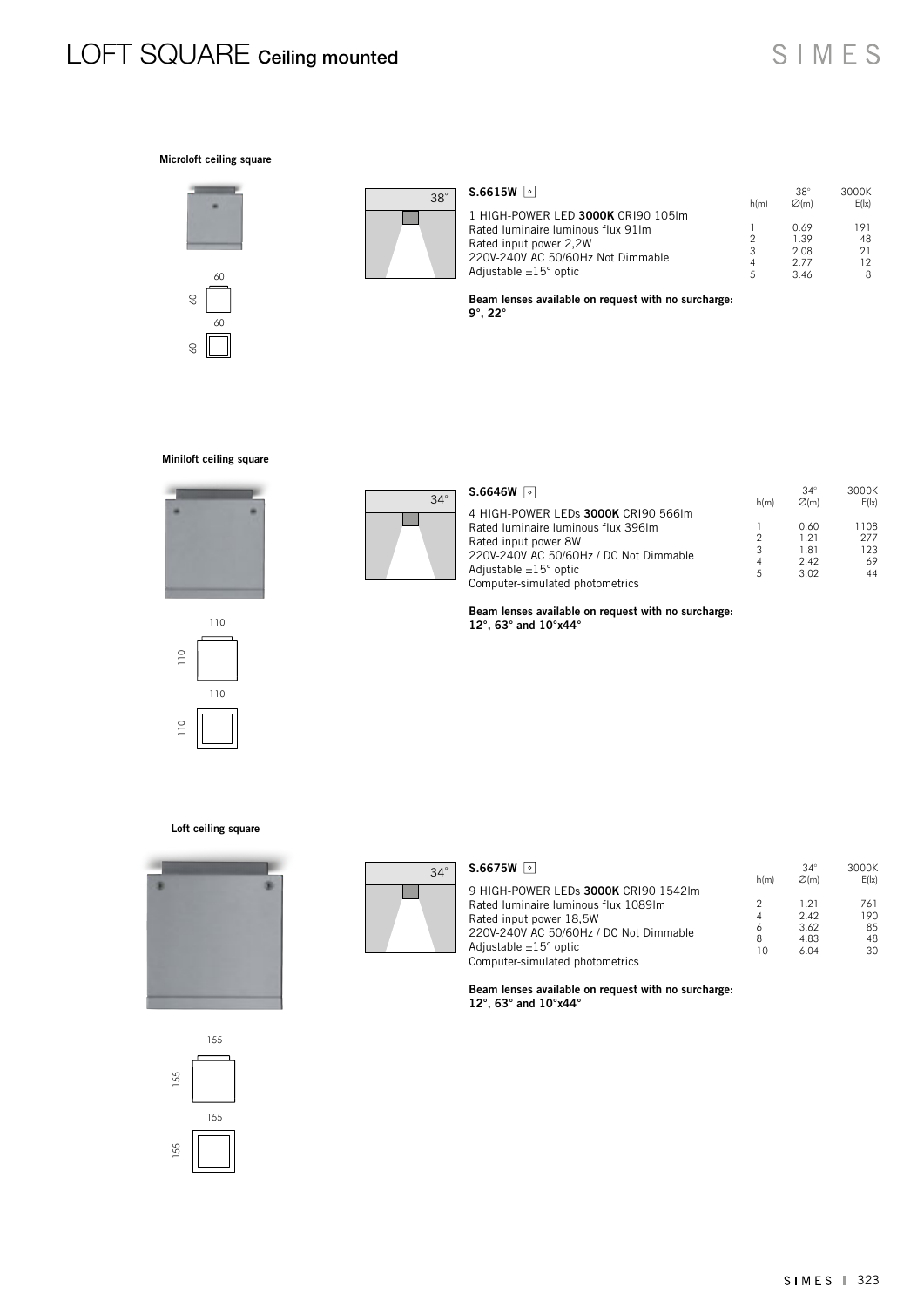# LOFT SQUARE Ceiling mounted

### Microloft ceiling square

60
60
60
60

38°

**S.6615W**

1 HIGH-POWER LED **3000K** CRI90 105lm
Rated luminaire luminous flux 91lm
Rated input power 2,2W
220V-240V AC 50/60Hz Not Dimmable
Adjustable ±15° optic

| h(m) | 38° Ø(m) | 3000K E(lx) |
|---|---|---|
| 1 | 0.69 | 191 |
| 2 | 1.39 | 48 |
| 3 | 2.08 | 21 |
| 4 | 2.77 | 12 |
| 5 | 3.46 | 8 |

**Beam lenses available on request with no surcharge: 9°, 22°**

### Miniloft ceiling square

110
110
110
110

34°

**S.6646W**

4 HIGH-POWER LEDs **3000K** CRI90 566lm
Rated luminaire luminous flux 396lm
Rated input power 8W
220V-240V AC 50/60Hz / DC Not Dimmable
Adjustable ±15° optic
Computer-simulated photometrics

| h(m) | 34° Ø(m) | 3000K E(lx) |
|---|---|---|
| 1 | 0.60 | 1108 |
| 2 | 1.21 | 277 |
| 3 | 1.81 | 123 |
| 4 | 2.42 | 69 |
| 5 | 3.02 | 44 |

**Beam lenses available on request with no surcharge: 12°, 63° and 10°x44°**

### Loft ceiling square

155
155
155
155

34°

**S.6675W**

9 HIGH-POWER LEDs **3000K** CRI90 1542lm
Rated luminaire luminous flux 1089lm
Rated input power 18,5W
220V-240V AC 50/60Hz / DC Not Dimmable
Adjustable ±15° optic
Computer-simulated photometrics

| h(m) | 34° Ø(m) | 3000K E(lx) |
|---|---|---|
| 2 | 1.21 | 761 |
| 4 | 2.42 | 190 |
| 6 | 3.62 | 85 |
| 8 | 4.83 | 48 |
| 10 | 6.04 | 30 |

**Beam lenses available on request with no surcharge: 12°, 63° and 10°x44°**